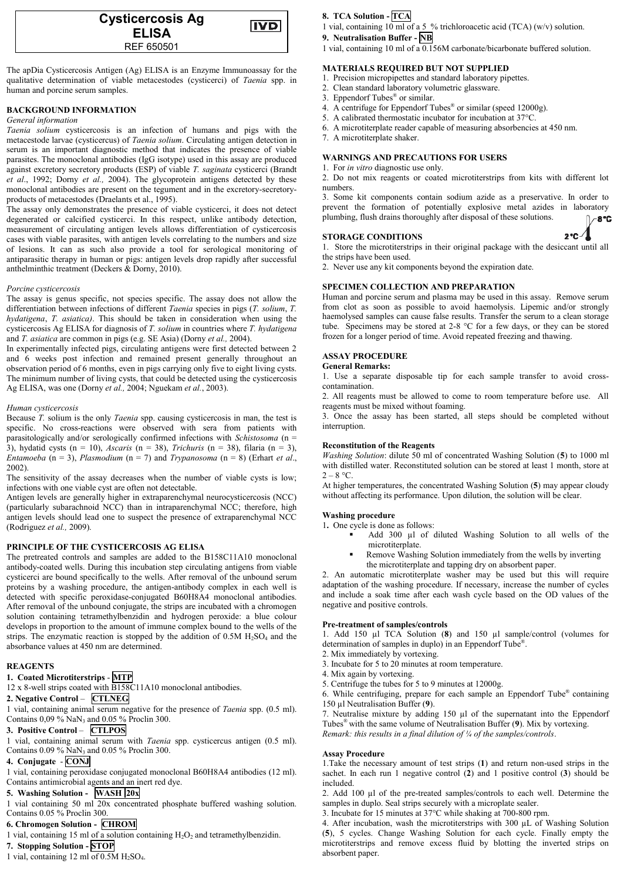# Cysticercosis Ag ELISA

IVD

REF 650501

The apDia Cysticercosis Antigen (Ag) ELISA is an Enzyme Immunoassay for the qualitative determination of viable metacestodes (cysticerci) of *Taenia* spp. in human and porcine serum samples.

## BACKGROUND INFORMATION

*General information*

*Taenia solium* cysticercosis is an infection of humans and pigs with the metacestode larvae (cysticercus) of *Taenia solium*. Circulating antigen detection in serum is an important diagnostic method that indicates the presence of viable parasites. The monoclonal antibodies (IgG isotype) used in this assay are produced against excretory secretory products (ESP) of viable *T. saginata* cysticerci (Brandt *et al*., 1992; Dorny *et al.,* 2004). The glycoprotein antigens detected by these monoclonal antibodies are present on the tegument and in the excretory-secretory-products of metacestodes (Draelants et al., 1995).

The assay only demonstrates the presence of viable cysticerci, it does not detect degenerated or calcified cysticerci. In this respect, unlike antibody detection, measurement of circulating antigen levels allows differentiation of cysticercosis cases with viable parasites, with antigen levels correlating to the numbers and size of lesions. It can as such also provide a tool for serological monitoring of antiparasitic therapy in human or pigs: antigen levels drop rapidly after successful anthelminthic treatment (Deckers & Dorny, 2010).

*Porcine cysticercosis*

The assay is genus specific, not species specific. The assay does not allow the differentiation between infections of different *Taenia* species in pigs (*T. solium*, *T. hydatigena*, *T. asiatica)*. This should be taken in consideration when using the cysticercosis Ag ELISA for diagnosis of *T. solium* in countries where *T. hydatigena* and *T. asiatica* are common in pigs (e.g. SE Asia) (Dorny *et al.,* 2004).

In experimentally infected pigs, circulating antigens were first detected between 2 and 6 weeks post infection and remained present generally throughout an observation period of 6 months, even in pigs carrying only five to eight living cysts. The minimum number of living cysts, that could be detected using the cysticercosis Ag ELISA, was one (Dorny *et al.,* 2004; Nguekam *et al.*, 2003).

*Human cysticercosis*

Because *T.* solium is the only *Taenia* spp. causing cysticercosis in man, the test is specific. No cross-reactions were observed with sera from patients with parasitologically and/or serologically confirmed infections with *Schistosoma* (n = 3), hydatid cysts (n = 10), *Ascaris* (n = 38), *Trichuris* (n = 38), filaria (n = 3), *Entamoeba* (n = 3), *Plasmodium* (n = 7) and *Trypanosoma* (n = 8) (Erhart *et al*., 2002).

The sensitivity of the assay decreases when the number of viable cysts is low; infections with one viable cyst are often not detectable.

Antigen levels are generally higher in extraparenchymal neurocysticercosis (NCC) (particularly subarachnoid NCC) than in intraparenchymal NCC; therefore, high antigen levels should lead one to suspect the presence of extraparenchymal NCC (Rodriguez *et al.,* 2009).

## PRINCIPLE OF THE CYSTICERCOSIS AG ELISA

The pretreated controls and samples are added to the B158C11A10 monoclonal antibody-coated wells. During this incubation step circulating antigens from viable cysticerci are bound specifically to the wells. After removal of the unbound serum proteins by a washing procedure, the antigen-antibody complex in each well is detected with specific peroxidase-conjugated B60H8A4 monoclonal antibodies. After removal of the unbound conjugate, the strips are incubated with a chromogen solution containing tetramethylbenzidin and hydrogen peroxide: a blue colour develops in proportion to the amount of immune complex bound to the wells of the strips. The enzymatic reaction is stopped by the addition of 0.5M $H_2SO_4$ and the absorbance values at 450 nm are determined.

## REAGENTS

**1. Coated Microtiterstrips** - **MTP**

12 x 8-well strips coated with B158C11A10 monoclonal antibodies.

**2. Negative Control** – **CTLNEG**

1 vial, containing animal serum negative for the presence of *Taenia* spp. (0.5 ml). Contains 0,09 % $NaN_3$ and 0.05 % Proclin 300.

**3. Positive Control** – **CTLPOS**

1 vial, containing animal serum with *Taenia* spp. cysticercus antigen (0.5 ml). Contains 0.09 % $NaN_3$ and 0.05 % Proclin 300.

**4. Conjugate** - **CONJ**

1 vial, containing peroxidase conjugated monoclonal B60H8A4 antibodies (12 ml). Contains antimicrobial agents and an inert red dye.

**5. Washing Solution** - **WASH 20x**

1 vial containing 50 ml 20x concentrated phosphate buffered washing solution. Contains 0.05 % Proclin 300.

**6. Chromogen Solution** - **CHROM**

1 vial, containing 15 ml of a solution containing $H_2O_2$ and tetramethylbenzidin.

**7. Stopping Solution** - **STOP**

1 vial, containing 12 ml of 0.5M $H_2SO_4$.

**8. TCA Solution** - **TCA**

1 vial, containing 10 ml of a 5 % trichloroacetic acid (TCA) (w/v) solution.

**9. Neutralisation Buffer** - **NB**

1 vial, containing 10 ml of a 0.156M carbonate/bicarbonate buffered solution.

## MATERIALS REQUIRED BUT NOT SUPPLIED

1. Precision micropipettes and standard laboratory pipettes.
2. Clean standard laboratory volumetric glassware.
3. Eppendorf Tubes® or similar.
4. A centrifuge for Eppendorf Tubes® or similar (speed 12000g).
5. A calibrated thermostatic incubator for incubation at 37°C.
6. A microtiterplate reader capable of measuring absorbencies at 450 nm.
7. A microtiterplate shaker.

## WARNINGS AND PRECAUTIONS FOR USERS

1. For *in vitro* diagnostic use only.
2. Do not mix reagents or coated microtiterstrips from kits with different lot numbers.
3. Some kit components contain sodium azide as a preservative. In order to prevent the formation of potentially explosive metal azides in laboratory plumbing, flush drains thoroughly after disposal of these solutions.

## STORAGE CONDITIONS

2°C – 8°C

1. Store the microtiterstrips in their original package with the desiccant until all the strips have been used.
2. Never use any kit components beyond the expiration date.

## SPECIMEN COLLECTION AND PREPARATION

Human and porcine serum and plasma may be used in this assay. Remove serum from clot as soon as possible to avoid haemolysis. Lipemic and/or strongly haemolysed samples can cause false results. Transfer the serum to a clean storage tube. Specimens may be stored at 2-8 °C for a few days, or they can be stored frozen for a longer period of time. Avoid repeated freezing and thawing.

## ASSAY PROCEDURE

### General Remarks:

1. Use a separate disposable tip for each sample transfer to avoid cross-contamination.
2. All reagents must be allowed to come to room temperature before use. All reagents must be mixed without foaming.
3. Once the assay has been started, all steps should be completed without interruption.

### Reconstitution of the Reagents

*Washing Solution*: dilute 50 ml of concentrated Washing Solution (**5**) to 1000 ml with distilled water. Reconstituted solution can be stored at least 1 month, store at 2 – 8 °C.

At higher temperatures, the concentrated Washing Solution (**5**) may appear cloudy without affecting its performance. Upon dilution, the solution will be clear.

### Washing procedure

1. One cycle is done as follows:
   - Add 300 µl of diluted Washing Solution to all wells of the microtiterplate.
   - Remove Washing Solution immediately from the wells by inverting the microtiterplate and tapping dry on absorbent paper.
2. An automatic microtiterplate washer may be used but this will require adaptation of the washing procedure. If necessary, increase the number of cycles and include a soak time after each wash cycle based on the OD values of the negative and positive controls.

### Pre-treatment of samples/controls

1. Add 150 µl TCA Solution (**8**) and 150 µl sample/control (volumes for determination of samples in duplo) in an Eppendorf Tube®.
2. Mix immediately by vortexing.
3. Incubate for 5 to 20 minutes at room temperature.
4. Mix again by vortexing.
5. Centrifuge the tubes for 5 to 9 minutes at 12000g.
6. While centrifuging, prepare for each sample an Eppendorf Tube® containing 150 µl Neutralisation Buffer (**9**).
7. Neutralise mixture by adding 150 µl of the supernatant into the Eppendorf Tubes® with the same volume of Neutralisation Buffer (**9**). Mix by vortexing.

*Remark: this results in a final dilution of ¼ of the samples/controls*.

### Assay Procedure

1. Take the necessary amount of test strips (**1**) and return non-used strips in the sachet. In each run 1 negative control (**2**) and 1 positive control (**3**) should be included.
2. Add 100 µl of the pre-treated samples/controls to each well. Determine the samples in duplo. Seal strips securely with a microplate sealer.
3. Incubate for 15 minutes at 37°C while shaking at 700-800 rpm.
4. After incubation, wash the microtiterstrips with 300 µL of Washing Solution (**5**), 5 cycles. Change Washing Solution for each cycle. Finally empty the microtiterstrips and remove excess fluid by blotting the inverted strips on absorbent paper.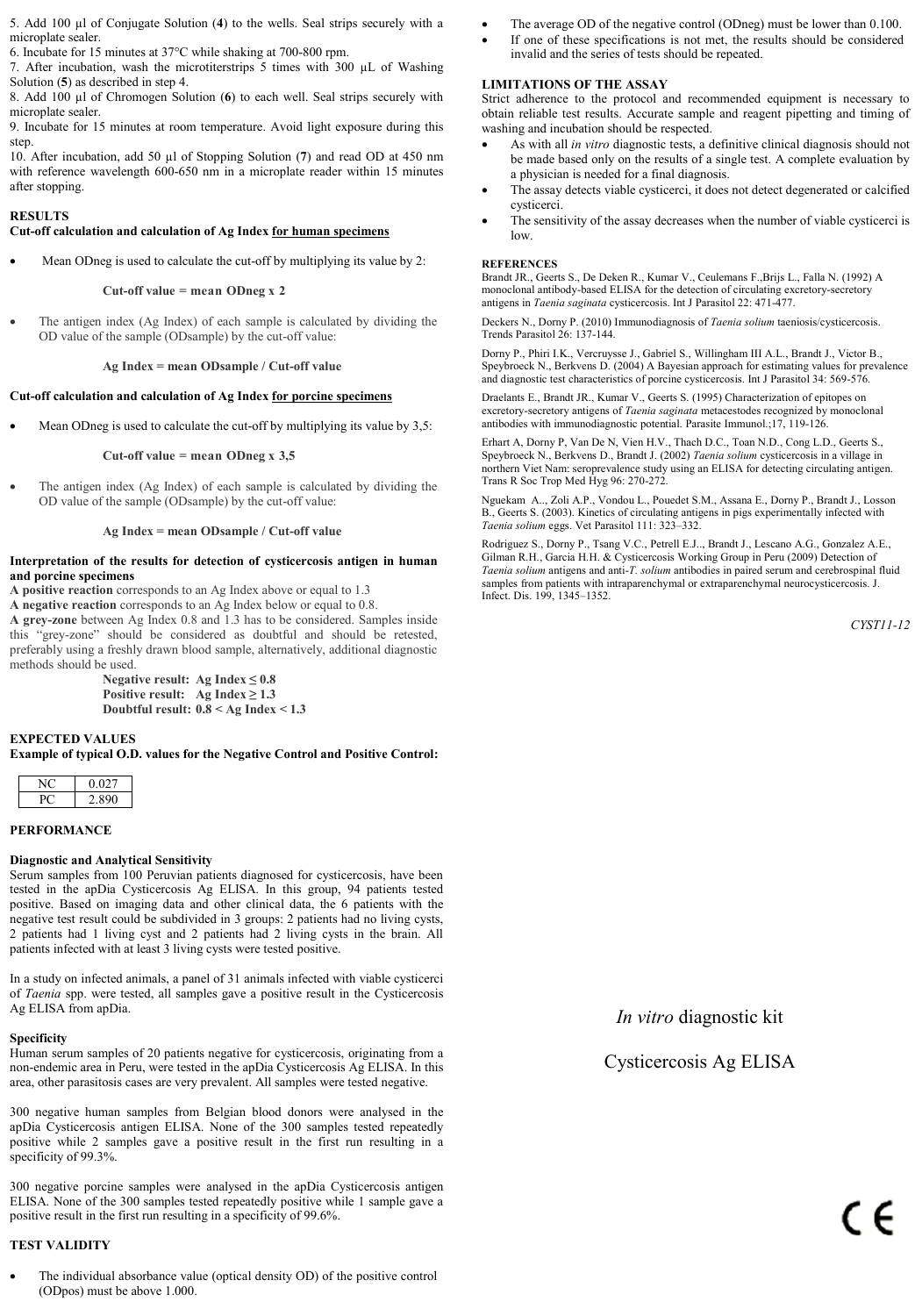5. Add 100 µl of Conjugate Solution (**4**) to the wells. Seal strips securely with a microplate sealer.
6. Incubate for 15 minutes at 37°C while shaking at 700-800 rpm.
7. After incubation, wash the microtiterstrips 5 times with 300 µL of Washing Solution (**5**) as described in step 4.
8. Add 100 µl of Chromogen Solution (**6**) to each well. Seal strips securely with microplate sealer.
9. Incubate for 15 minutes at room temperature. Avoid light exposure during this step.
10. After incubation, add 50 µl of Stopping Solution (**7**) and read OD at 450 nm with reference wavelength 600-650 nm in a microplate reader within 15 minutes after stopping.

## RESULTS

### Cut-off calculation and calculation of Ag Index for human specimens

- Mean ODneg is used to calculate the cut-off by multiplying its value by 2:

**Cut-off value = mean ODneg x 2**

- The antigen index (Ag Index) of each sample is calculated by dividing the OD value of the sample (ODsample) by the cut-off value:

**Ag Index = mean ODsample / Cut-off value**

### Cut-off calculation and calculation of Ag Index for porcine specimens

- Mean ODneg is used to calculate the cut-off by multiplying its value by 3,5:

**Cut-off value = mean ODneg x 3,5**

- The antigen index (Ag Index) of each sample is calculated by dividing the OD value of the sample (ODsample) by the cut-off value:

**Ag Index = mean ODsample / Cut-off value**

### Interpretation of the results for detection of cysticercosis antigen in human and porcine specimens

**A positive reaction** corresponds to an Ag Index above or equal to 1.3
**A negative reaction** corresponds to an Ag Index below or equal to 0.8.
**A grey-zone** between Ag Index 0.8 and 1.3 has to be considered. Samples inside this "grey-zone" should be considered as doubtful and should be retested, preferably using a freshly drawn blood sample, alternatively, additional diagnostic methods should be used.

**Negative result: Ag Index ≤ 0.8**
**Positive result: Ag Index ≥ 1.3**
**Doubtful result: 0.8 < Ag Index < 1.3**

## EXPECTED VALUES

**Example of typical O.D. values for the Negative Control and Positive Control:**

| | |
|---|---|
| NC | 0.027 |
| PC | 2.890 |

## PERFORMANCE

### Diagnostic and Analytical Sensitivity

Serum samples from 100 Peruvian patients diagnosed for cysticercosis, have been tested in the apDia Cysticercosis Ag ELISA. In this group, 94 patients tested positive. Based on imaging data and other clinical data, the 6 patients with the negative test result could be subdivided in 3 groups: 2 patients had no living cysts, 2 patients had 1 living cyst and 2 patients had 2 living cysts in the brain. All patients infected with at least 3 living cysts were tested positive.

In a study on infected animals, a panel of 31 animals infected with viable cysticerci of *Taenia* spp. were tested, all samples gave a positive result in the Cysticercosis Ag ELISA from apDia.

### Specificity

Human serum samples of 20 patients negative for cysticercosis, originating from a non-endemic area in Peru, were tested in the apDia Cysticercosis Ag ELISA. In this area, other parasitosis cases are very prevalent. All samples were tested negative.

300 negative human samples from Belgian blood donors were analysed in the apDia Cysticercosis antigen ELISA. None of the 300 samples tested repeatedly positive while 2 samples gave a positive result in the first run resulting in a specificity of 99.3%.

300 negative porcine samples were analysed in the apDia Cysticercosis antigen ELISA. None of the 300 samples tested repeatedly positive while 1 sample gave a positive result in the first run resulting in a specificity of 99.6%.

## TEST VALIDITY

- The individual absorbance value (optical density OD) of the positive control (ODpos) must be above 1.000.
- The average OD of the negative control (ODneg) must be lower than 0.100.
- If one of these specifications is not met, the results should be considered invalid and the series of tests should be repeated.

## LIMITATIONS OF THE ASSAY

Strict adherence to the protocol and recommended equipment is necessary to obtain reliable test results. Accurate sample and reagent pipetting and timing of washing and incubation should be respected.

- As with all *in vitro* diagnostic tests, a definitive clinical diagnosis should not be made based only on the results of a single test. A complete evaluation by a physician is needed for a final diagnosis.
- The assay detects viable cysticerci, it does not detect degenerated or calcified cysticerci.
- The sensitivity of the assay decreases when the number of viable cysticerci is low.

## REFERENCES

Brandt JR., Geerts S., De Deken R., Kumar V., Ceulemans F.,Brijs L., Falla N. (1992) A monoclonal antibody-based ELISA for the detection of circulating excretory-secretory antigens in *Taenia saginata* cysticercosis. Int J Parasitol 22: 471-477.

Deckers N., Dorny P. (2010) Immunodiagnosis of *Taenia solium* taeniosis/cysticercosis. Trends Parasitol 26: 137-144.

Dorny P., Phiri I.K., Vercruysse J., Gabriel S., Willingham III A.L., Brandt J., Victor B., Speybroeck N., Berkvens D. (2004) A Bayesian approach for estimating values for prevalence and diagnostic test characteristics of porcine cysticercosis. Int J Parasitol 34: 569-576.

Draelants E., Brandt JR., Kumar V., Geerts S. (1995) Characterization of epitopes on excretory-secretory antigens of *Taenia saginata* metacestodes recognized by monoclonal antibodies with immunodiagnostic potential. Parasite Immunol.;17, 119-126.

Erhart A, Dorny P, Van De N, Vien H.V., Thach D.C., Toan N.D., Cong L.D., Geerts S., Speybroeck N., Berkvens D., Brandt J. (2002) *Taenia solium* cysticercosis in a village in northern Viet Nam: seroprevalence study using an ELISA for detecting circulating antigen. Trans R Soc Trop Med Hyg 96: 270-272.

Nguekam A.., Zoli A.P., Vondou L., Pouedet S.M., Assana E., Dorny P., Brandt J., Losson B., Geerts S. (2003). Kinetics of circulating antigens in pigs experimentally infected with *Taenia solium* eggs. Vet Parasitol 111: 323–332.

Rodriguez S., Dorny P., Tsang V.C., Petrell E.J.., Brandt J., Lescano A.G., Gonzalez A.E., Gilman R.H., Garcia H.H. & Cysticercosis Working Group in Peru (2009) Detection of *Taenia solium* antigens and anti-*T. solium* antibodies in paired serum and cerebrospinal fluid samples from patients with intraparenchymal or extraparenchymal neurocysticercosis. J. Infect. Dis. 199, 1345–1352.

*CYST11-12*

*In vitro* diagnostic kit

Cysticercosis Ag ELISA

CE